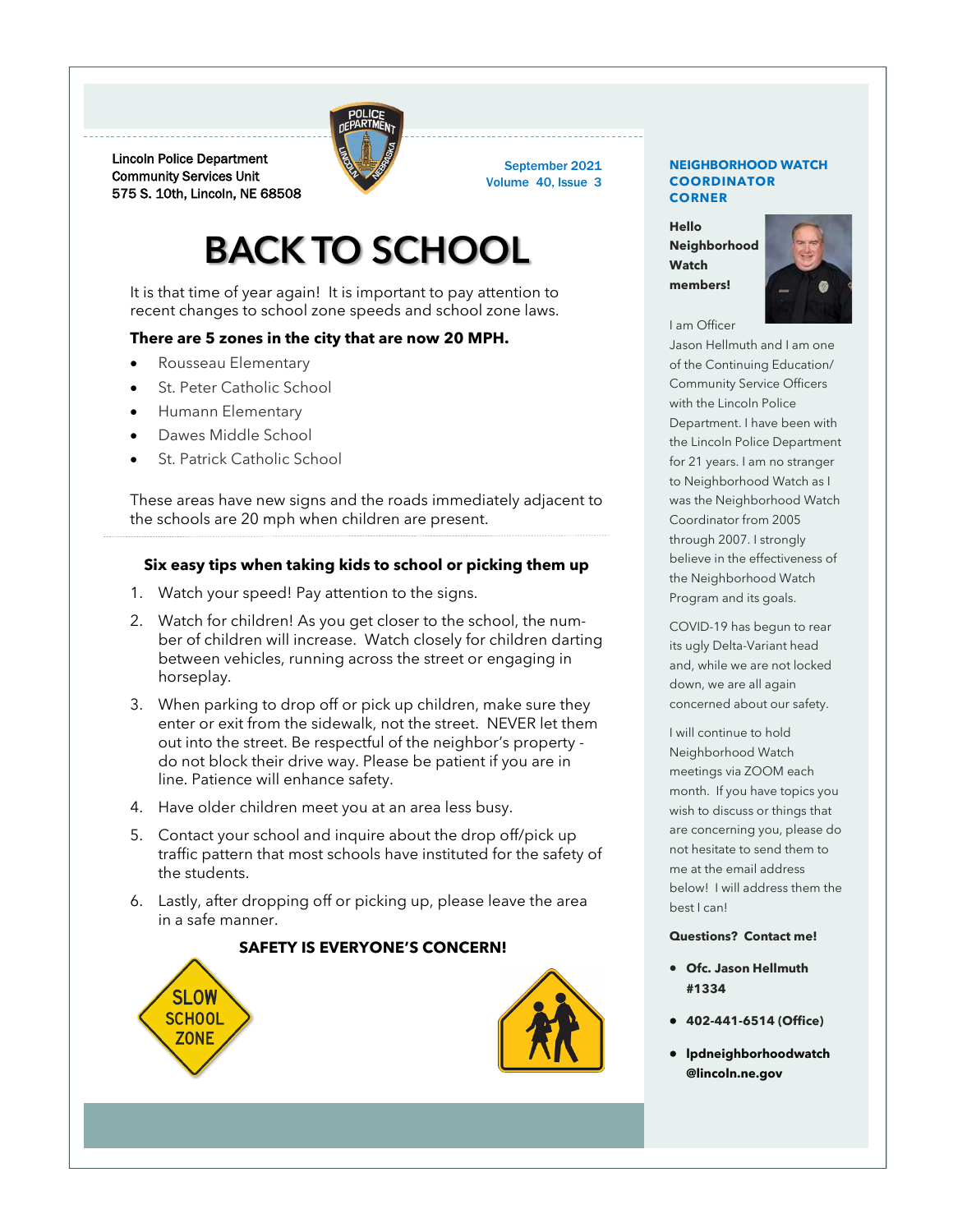Lincoln Police Department
Community Services Unit
575 S. 10th, Lincoln, NE 68508

September 2021
Volume 40, Issue 3

# BACK TO SCHOOL

It is that time of year again! It is important to pay attention to recent changes to school zone speeds and school zone laws.

**There are 5 zones in the city that are now 20 MPH.**

- Rousseau Elementary
- St. Peter Catholic School
- Humann Elementary
- Dawes Middle School
- St. Patrick Catholic School

These areas have new signs and the roads immediately adjacent to the schools are 20 mph when children are present.

### Six easy tips when taking kids to school or picking them up

1. Watch your speed! Pay attention to the signs.
2. Watch for children! As you get closer to the school, the number of children will increase. Watch closely for children darting between vehicles, running across the street or engaging in horseplay.
3. When parking to drop off or pick up children, make sure they enter or exit from the sidewalk, not the street. NEVER let them out into the street. Be respectful of the neighbor's property - do not block their drive way. Please be patient if you are in line. Patience will enhance safety.
4. Have older children meet you at an area less busy.
5. Contact your school and inquire about the drop off/pick up traffic pattern that most schools have instituted for the safety of the students.
6. Lastly, after dropping off or picking up, please leave the area in a safe manner.

**SAFETY IS EVERYONE'S CONCERN!**

## NEIGHBORHOOD WATCH COORDINATOR CORNER

**Hello Neighborhood Watch members!**

I am Officer Jason Hellmuth and I am one of the Continuing Education/ Community Service Officers with the Lincoln Police Department. I have been with the Lincoln Police Department for 21 years. I am no stranger to Neighborhood Watch as I was the Neighborhood Watch Coordinator from 2005 through 2007. I strongly believe in the effectiveness of the Neighborhood Watch Program and its goals.

COVID-19 has begun to rear its ugly Delta-Variant head and, while we are not locked down, we are all again concerned about our safety.

I will continue to hold Neighborhood Watch meetings via ZOOM each month. If you have topics you wish to discuss or things that are concerning you, please do not hesitate to send them to me at the email address below! I will address them the best I can!

**Questions? Contact me!**

- **Ofc. Jason Hellmuth #1334**
- **402-441-6514 (Office)**
- **lpdneighborhoodwatch@lincoln.ne.gov**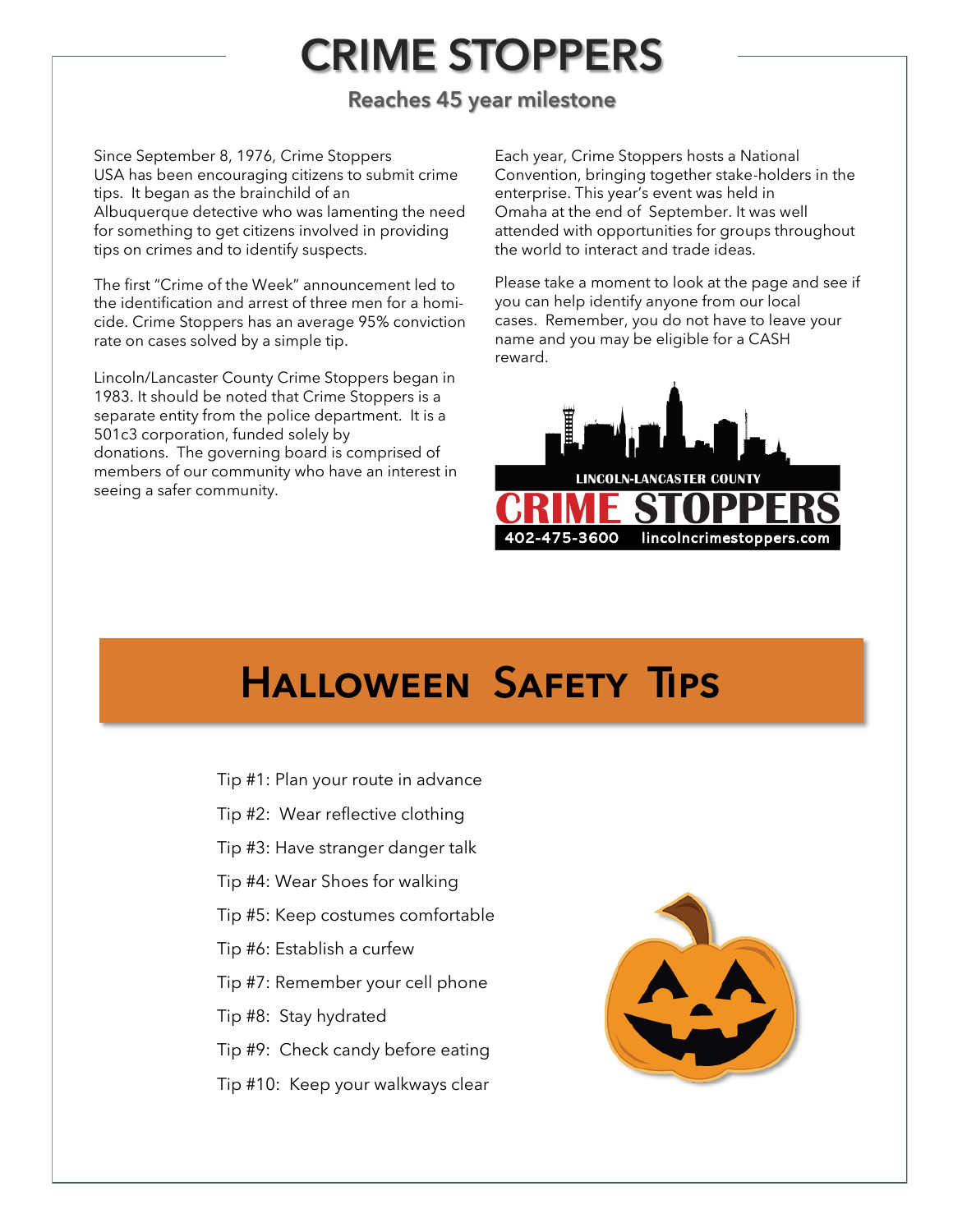# CRIME STOPPERS

## Reaches 45 year milestone

Since September 8, 1976, Crime Stoppers USA has been encouraging citizens to submit crime tips. It began as the brainchild of an Albuquerque detective who was lamenting the need for something to get citizens involved in providing tips on crimes and to identify suspects.

The first "Crime of the Week" announcement led to the identification and arrest of three men for a homicide. Crime Stoppers has an average 95% conviction rate on cases solved by a simple tip.

Lincoln/Lancaster County Crime Stoppers began in 1983. It should be noted that Crime Stoppers is a separate entity from the police department. It is a 501c3 corporation, funded solely by donations. The governing board is comprised of members of our community who have an interest in seeing a safer community.

Each year, Crime Stoppers hosts a National Convention, bringing together stake-holders in the enterprise. This year's event was held in Omaha at the end of September. It was well attended with opportunities for groups throughout the world to interact and trade ideas.

Please take a moment to look at the page and see if you can help identify anyone from our local cases. Remember, you do not have to leave your name and you may be eligible for a CASH reward.

LINCOLN-LANCASTER COUNTY CRIME STOPPERS
402-475-3600 lincolncrimestoppers.com

# Halloween Safety Tips

Tip #1: Plan your route in advance

Tip #2: Wear reflective clothing

Tip #3: Have stranger danger talk

Tip #4: Wear Shoes for walking

Tip #5: Keep costumes comfortable

Tip #6: Establish a curfew

Tip #7: Remember your cell phone

Tip #8: Stay hydrated

Tip #9: Check candy before eating

Tip #10: Keep your walkways clear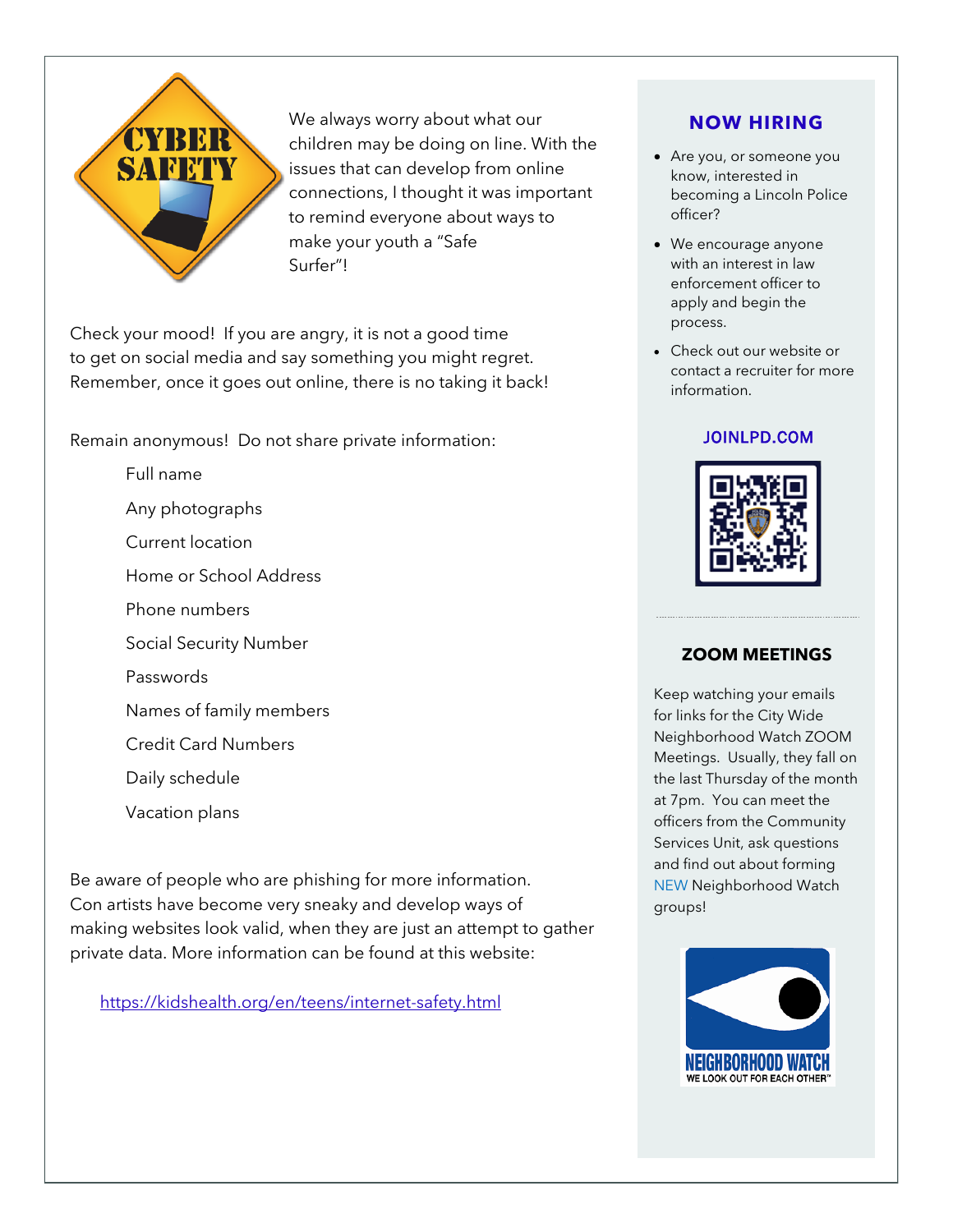We always worry about what our children may be doing on line. With the issues that can develop from online connections, I thought it was important to remind everyone about ways to make your youth a "Safe Surfer"!

Check your mood! If you are angry, it is not a good time to get on social media and say something you might regret. Remember, once it goes out online, there is no taking it back!

Remain anonymous! Do not share private information:

- Full name
- Any photographs
- Current location
- Home or School Address
- Phone numbers
- Social Security Number
- Passwords
- Names of family members
- Credit Card Numbers
- Daily schedule
- Vacation plans

Be aware of people who are phishing for more information. Con artists have become very sneaky and develop ways of making websites look valid, when they are just an attempt to gather private data. More information can be found at this website:

https://kidshealth.org/en/teens/internet-safety.html

## NOW HIRING

- Are you, or someone you know, interested in becoming a Lincoln Police officer?
- We encourage anyone with an interest in law enforcement officer to apply and begin the process.
- Check out our website or contact a recruiter for more information.

**JOINLPD.COM**

## ZOOM MEETINGS

Keep watching your emails for links for the City Wide Neighborhood Watch ZOOM Meetings. Usually, they fall on the last Thursday of the month at 7pm. You can meet the officers from the Community Services Unit, ask questions and find out about forming NEW Neighborhood Watch groups!